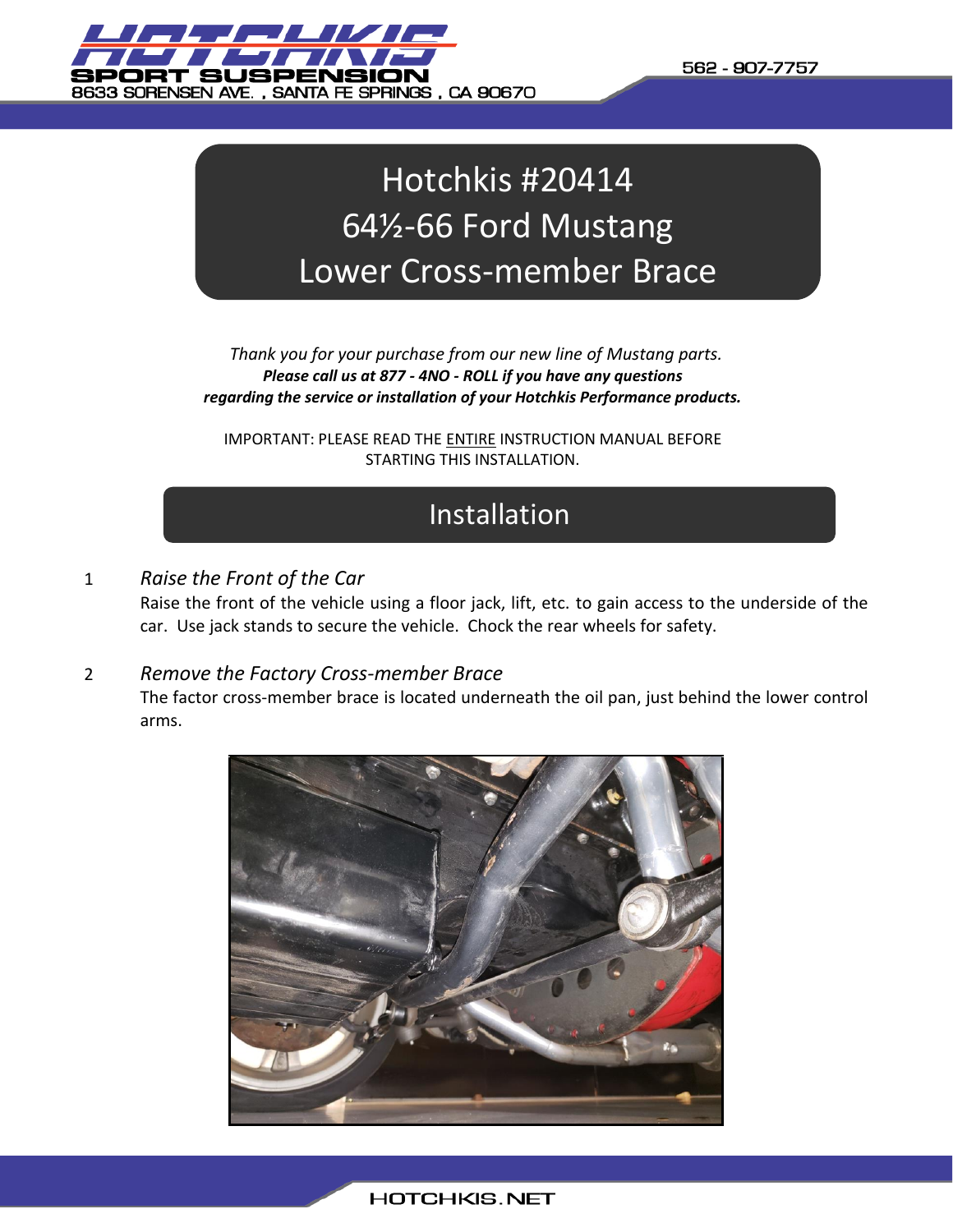# Hotchkis #20414
# 64½-66 Ford Mustang
# Lower Cross-member Brace

*Thank you for your purchase from our new line of Mustang parts.*
***Please call us at 877 - 4NO - ROLL if you have any questions regarding the service or installation of your Hotchkis Performance products.***

IMPORTANT: PLEASE READ THE ENTIRE INSTRUCTION MANUAL BEFORE STARTING THIS INSTALLATION.

## Installation

1. *Raise the Front of the Car*
   Raise the front of the vehicle using a floor jack, lift, etc. to gain access to the underside of the car. Use jack stands to secure the vehicle. Chock the rear wheels for safety.

2. *Remove the Factory Cross-member Brace*
   The factor cross-member brace is located underneath the oil pan, just behind the lower control arms.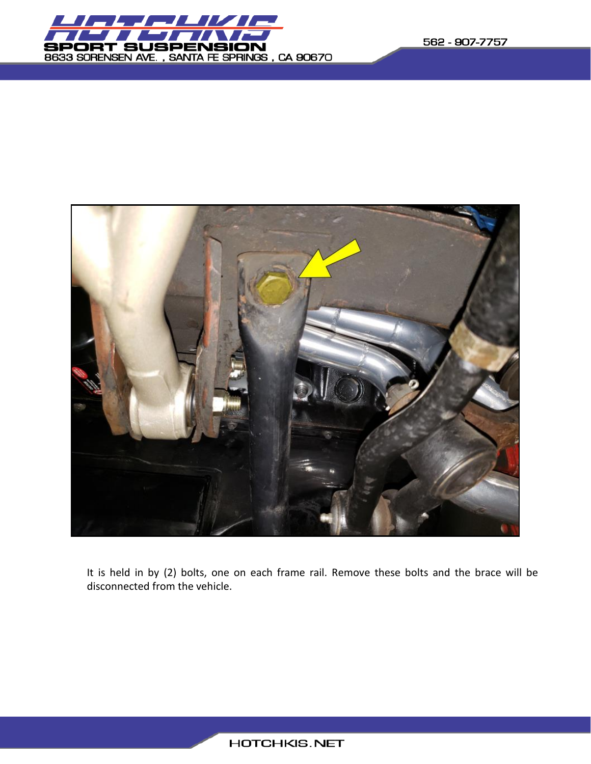It is held in by (2) bolts, one on each frame rail. Remove these bolts and the brace will be disconnected from the vehicle.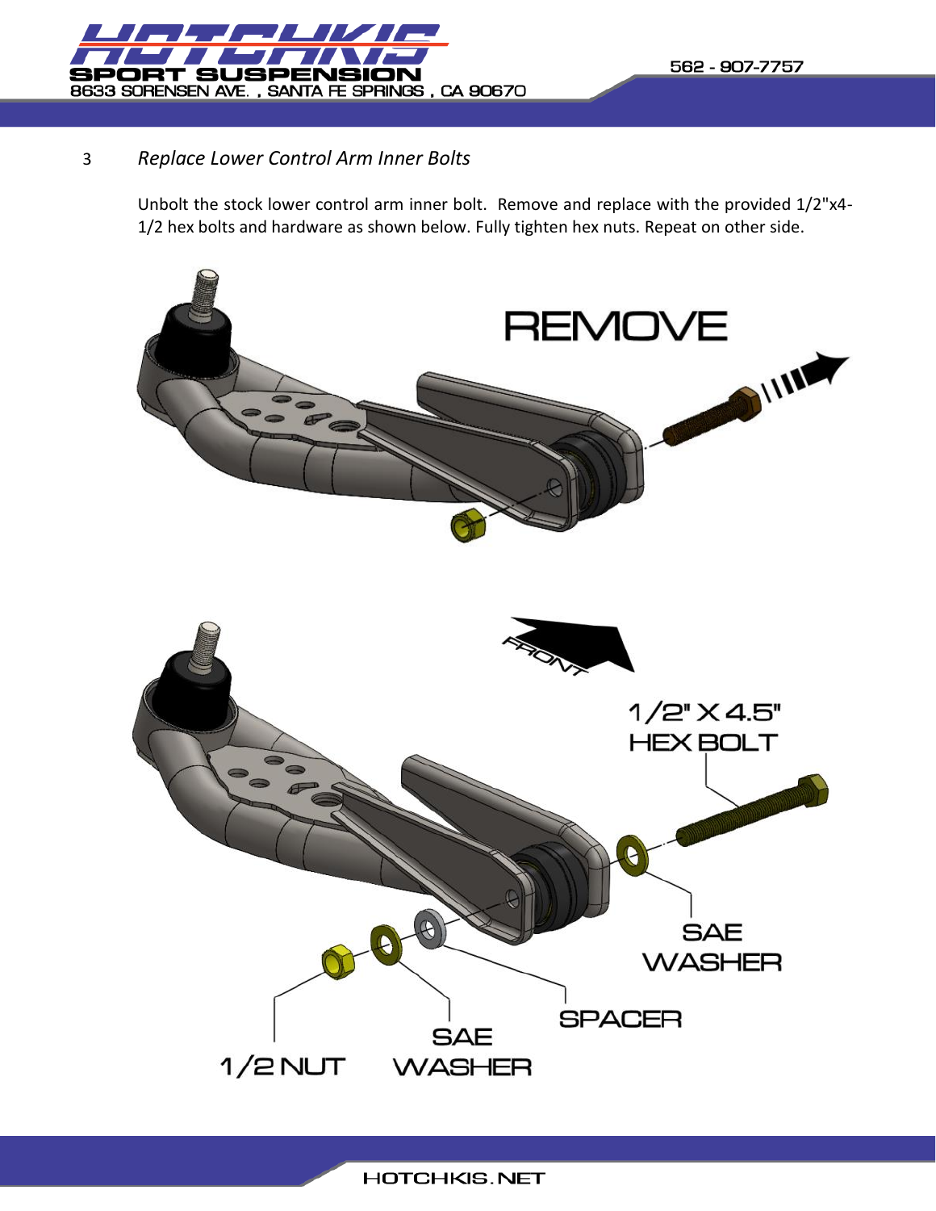3 *Replace Lower Control Arm Inner Bolts*

Unbolt the stock lower control arm inner bolt. Remove and replace with the provided 1/2"x4-1/2 hex bolts and hardware as shown below. Fully tighten hex nuts. Repeat on other side.

REMOVE

FRONT

1/2" X 4.5" HEX BOLT

SAE WASHER

SPACER

SAE WASHER

1/2 NUT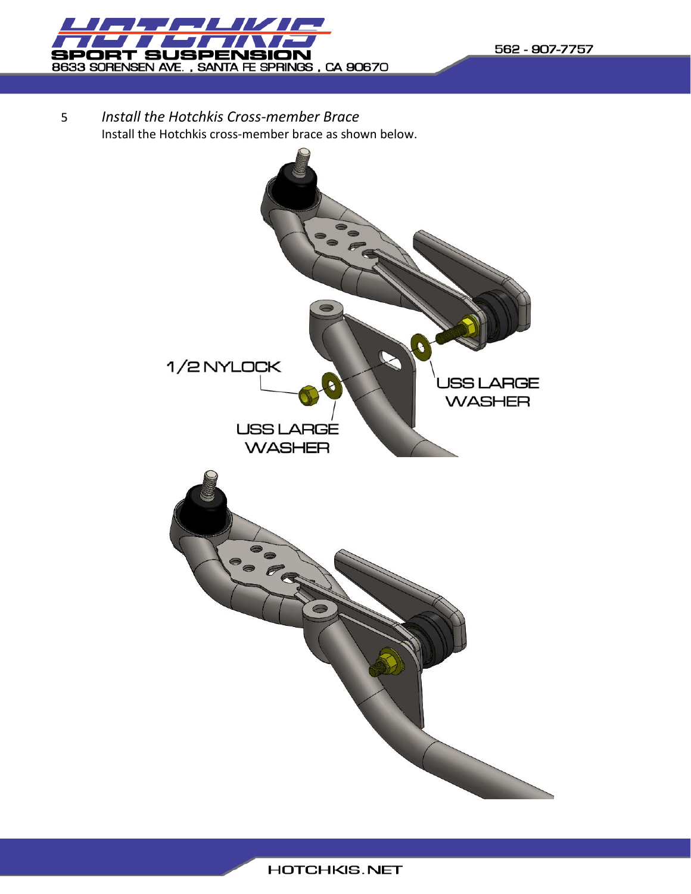5 *Install the Hotchkis Cross-member Brace*

Install the Hotchkis cross-member brace as shown below.

1/2 NYLOCK

USS LARGE WASHER

USS LARGE WASHER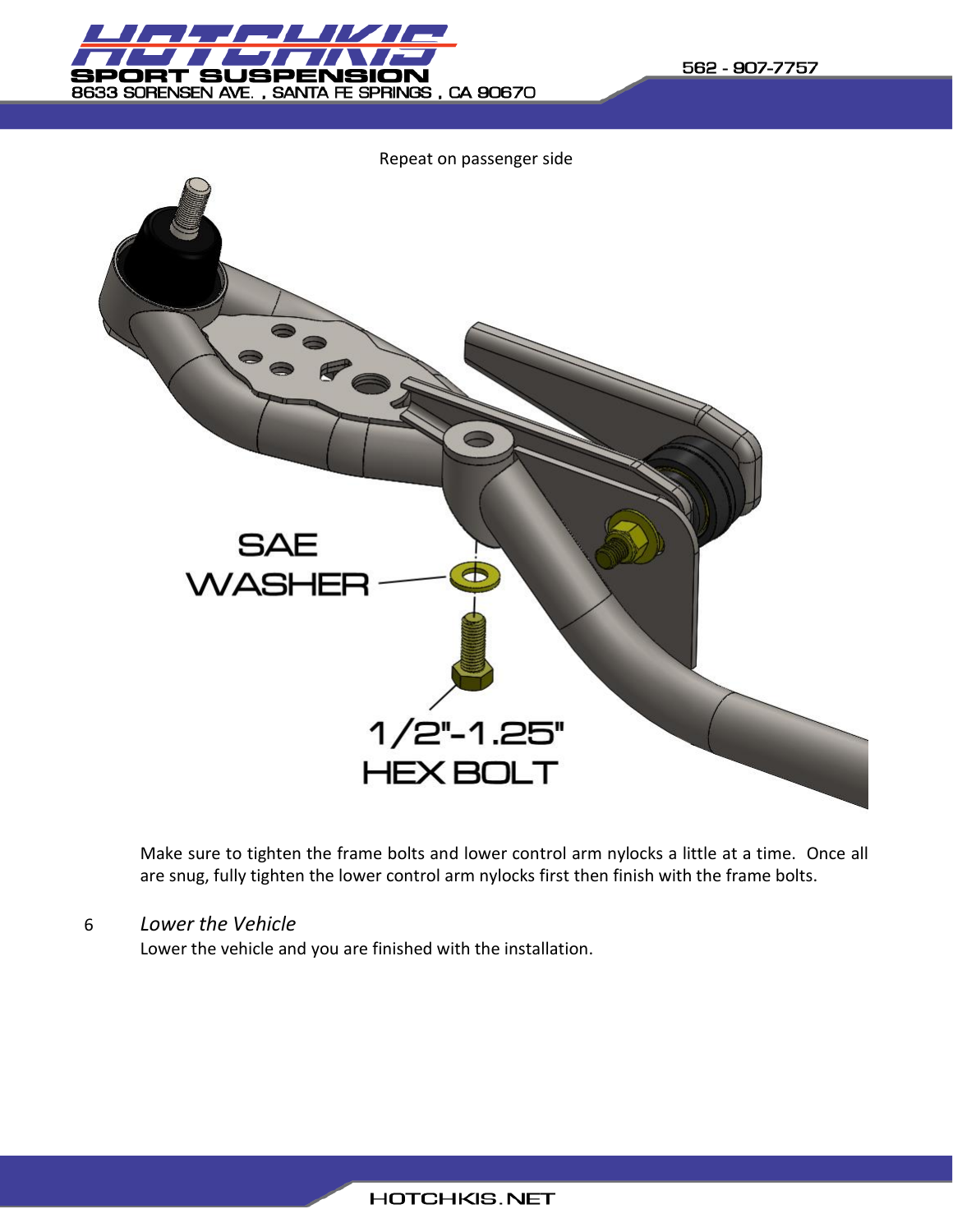Repeat on passenger side

SAE WASHER

1/2"-1.25" HEX BOLT

Make sure to tighten the frame bolts and lower control arm nylocks a little at a time. Once all are snug, fully tighten the lower control arm nylocks first then finish with the frame bolts.

6 *Lower the Vehicle*

Lower the vehicle and you are finished with the installation.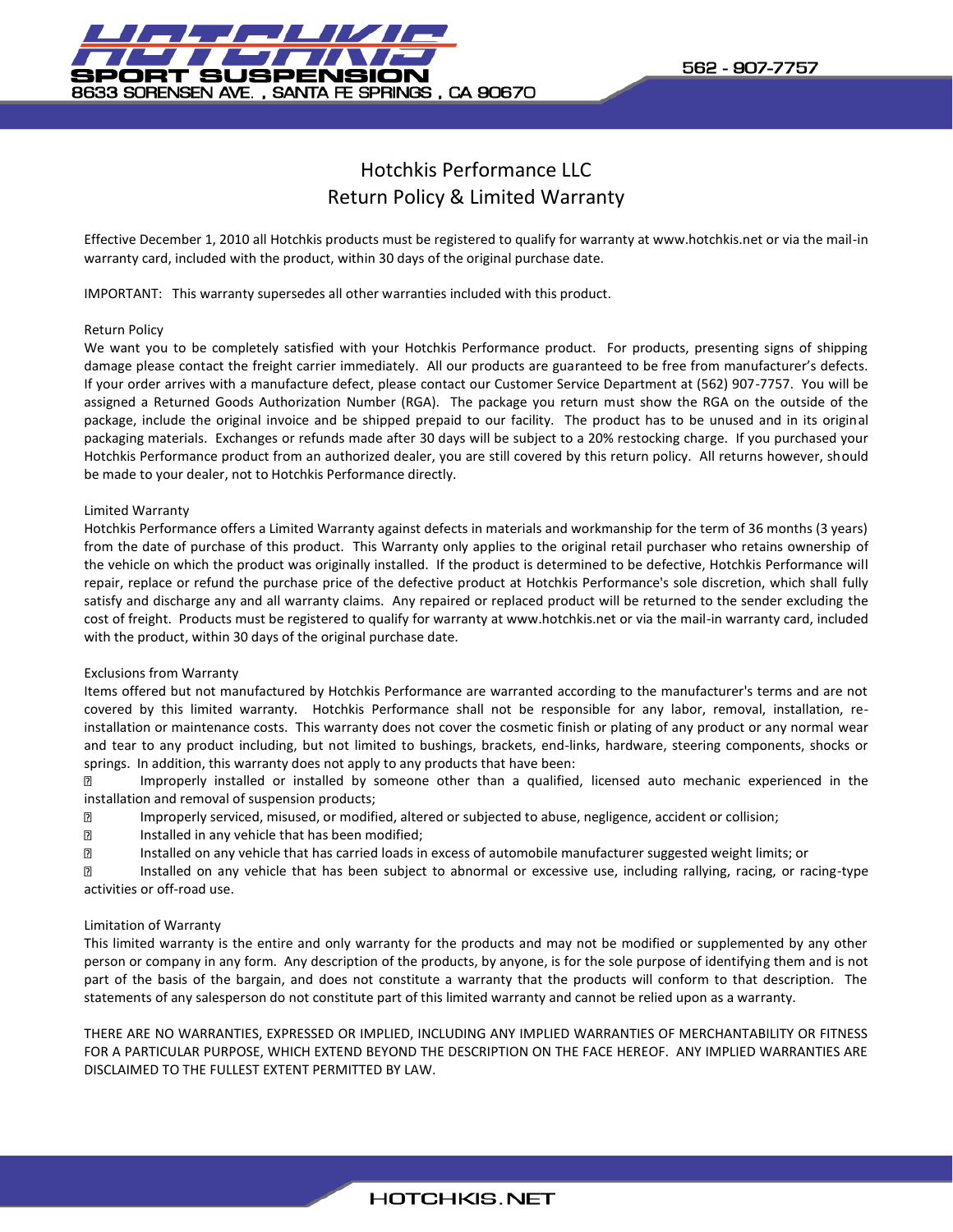# Hotchkis Performance LLC
## Return Policy & Limited Warranty

Effective December 1, 2010 all Hotchkis products must be registered to qualify for warranty at www.hotchkis.net or via the mail-in warranty card, included with the product, within 30 days of the original purchase date.

IMPORTANT: This warranty supersedes all other warranties included with this product.

### Return Policy

We want you to be completely satisfied with your Hotchkis Performance product. For products, presenting signs of shipping damage please contact the freight carrier immediately. All our products are guaranteed to be free from manufacturer's defects. If your order arrives with a manufacture defect, please contact our Customer Service Department at (562) 907-7757. You will be assigned a Returned Goods Authorization Number (RGA). The package you return must show the RGA on the outside of the package, include the original invoice and be shipped prepaid to our facility. The product has to be unused and in its original packaging materials. Exchanges or refunds made after 30 days will be subject to a 20% restocking charge. If you purchased your Hotchkis Performance product from an authorized dealer, you are still covered by this return policy. All returns however, should be made to your dealer, not to Hotchkis Performance directly.

### Limited Warranty

Hotchkis Performance offers a Limited Warranty against defects in materials and workmanship for the term of 36 months (3 years) from the date of purchase of this product. This Warranty only applies to the original retail purchaser who retains ownership of the vehicle on which the product was originally installed. If the product is determined to be defective, Hotchkis Performance will repair, replace or refund the purchase price of the defective product at Hotchkis Performance's sole discretion, which shall fully satisfy and discharge any and all warranty claims. Any repaired or replaced product will be returned to the sender excluding the cost of freight. Products must be registered to qualify for warranty at www.hotchkis.net or via the mail-in warranty card, included with the product, within 30 days of the original purchase date.

### Exclusions from Warranty

Items offered but not manufactured by Hotchkis Performance are warranted according to the manufacturer's terms and are not covered by this limited warranty. Hotchkis Performance shall not be responsible for any labor, removal, installation, re-installation or maintenance costs. This warranty does not cover the cosmetic finish or plating of any product or any normal wear and tear to any product including, but not limited to bushings, brackets, end-links, hardware, steering components, shocks or springs. In addition, this warranty does not apply to any products that have been:

- Improperly installed or installed by someone other than a qualified, licensed auto mechanic experienced in the installation and removal of suspension products;
- Improperly serviced, misused, or modified, altered or subjected to abuse, negligence, accident or collision;
- Installed in any vehicle that has been modified;
- Installed on any vehicle that has carried loads in excess of automobile manufacturer suggested weight limits; or
- Installed on any vehicle that has been subject to abnormal or excessive use, including rallying, racing, or racing-type activities or off-road use.

### Limitation of Warranty

This limited warranty is the entire and only warranty for the products and may not be modified or supplemented by any other person or company in any form. Any description of the products, by anyone, is for the sole purpose of identifying them and is not part of the basis of the bargain, and does not constitute a warranty that the products will conform to that description. The statements of any salesperson do not constitute part of this limited warranty and cannot be relied upon as a warranty.

THERE ARE NO WARRANTIES, EXPRESSED OR IMPLIED, INCLUDING ANY IMPLIED WARRANTIES OF MERCHANTABILITY OR FITNESS FOR A PARTICULAR PURPOSE, WHICH EXTEND BEYOND THE DESCRIPTION ON THE FACE HEREOF. ANY IMPLIED WARRANTIES ARE DISCLAIMED TO THE FULLEST EXTENT PERMITTED BY LAW.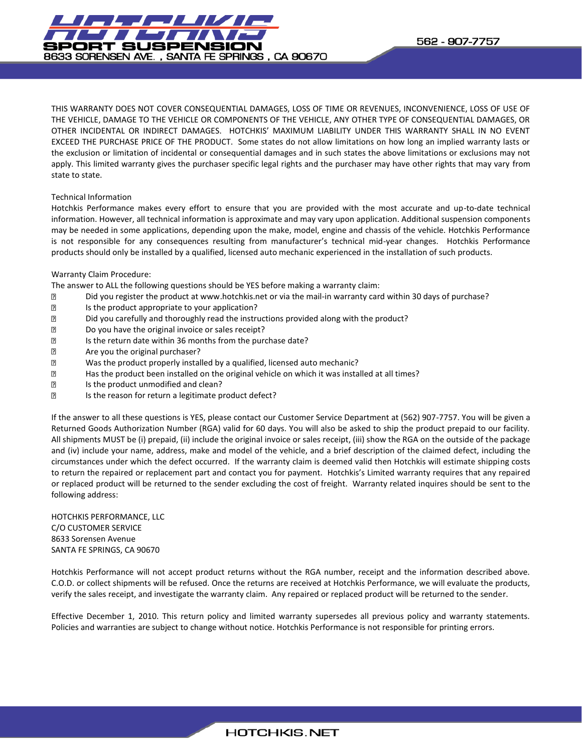THIS WARRANTY DOES NOT COVER CONSEQUENTIAL DAMAGES, LOSS OF TIME OR REVENUES, INCONVENIENCE, LOSS OF USE OF THE VEHICLE, DAMAGE TO THE VEHICLE OR COMPONENTS OF THE VEHICLE, ANY OTHER TYPE OF CONSEQUENTIAL DAMAGES, OR OTHER INCIDENTAL OR INDIRECT DAMAGES. HOTCHKIS' MAXIMUM LIABILITY UNDER THIS WARRANTY SHALL IN NO EVENT EXCEED THE PURCHASE PRICE OF THE PRODUCT. Some states do not allow limitations on how long an implied warranty lasts or the exclusion or limitation of incidental or consequential damages and in such states the above limitations or exclusions may not apply. This limited warranty gives the purchaser specific legal rights and the purchaser may have other rights that may vary from state to state.

Technical Information

Hotchkis Performance makes every effort to ensure that you are provided with the most accurate and up-to-date technical information. However, all technical information is approximate and may vary upon application. Additional suspension components may be needed in some applications, depending upon the make, model, engine and chassis of the vehicle. Hotchkis Performance is not responsible for any consequences resulting from manufacturer's technical mid-year changes. Hotchkis Performance products should only be installed by a qualified, licensed auto mechanic experienced in the installation of such products.

Warranty Claim Procedure:

The answer to ALL the following questions should be YES before making a warranty claim:

- Did you register the product at www.hotchkis.net or via the mail-in warranty card within 30 days of purchase?
- Is the product appropriate to your application?
- Did you carefully and thoroughly read the instructions provided along with the product?
- Do you have the original invoice or sales receipt?
- Is the return date within 36 months from the purchase date?
- Are you the original purchaser?
- Was the product properly installed by a qualified, licensed auto mechanic?
- Has the product been installed on the original vehicle on which it was installed at all times?
- Is the product unmodified and clean?
- Is the reason for return a legitimate product defect?

If the answer to all these questions is YES, please contact our Customer Service Department at (562) 907-7757. You will be given a Returned Goods Authorization Number (RGA) valid for 60 days. You will also be asked to ship the product prepaid to our facility. All shipments MUST be (i) prepaid, (ii) include the original invoice or sales receipt, (iii) show the RGA on the outside of the package and (iv) include your name, address, make and model of the vehicle, and a brief description of the claimed defect, including the circumstances under which the defect occurred. If the warranty claim is deemed valid then Hotchkis will estimate shipping costs to return the repaired or replacement part and contact you for payment. Hotchkis's Limited warranty requires that any repaired or replaced product will be returned to the sender excluding the cost of freight. Warranty related inquires should be sent to the following address:

HOTCHKIS PERFORMANCE, LLC
C/O CUSTOMER SERVICE
8633 Sorensen Avenue
SANTA FE SPRINGS, CA 90670

Hotchkis Performance will not accept product returns without the RGA number, receipt and the information described above. C.O.D. or collect shipments will be refused. Once the returns are received at Hotchkis Performance, we will evaluate the products, verify the sales receipt, and investigate the warranty claim. Any repaired or replaced product will be returned to the sender.

Effective December 1, 2010. This return policy and limited warranty supersedes all previous policy and warranty statements. Policies and warranties are subject to change without notice. Hotchkis Performance is not responsible for printing errors.